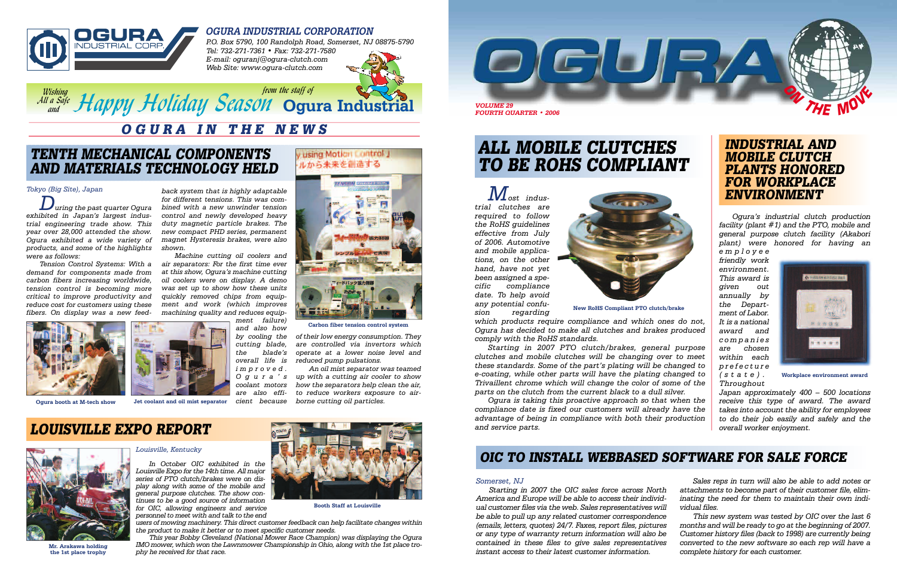# OGURA INDUSTRIAL CORPORATION

P.O. Box 5790, 100 Randolph Road, Somerset, NJ 08875-5790
Tel: 732-271-7361 • Fax: 732-271-7580
E-mail: oguranj@ogura-clutch.com
Web Site: www.ogura-clutch.com

Wishing All a Safe and Happy Holiday Season from the staff of Ogura Industrial

## OGURA IN THE NEWS

## TENTH MECHANICAL COMPONENTS AND MATERIALS TECHNOLOGY HELD

*Tokyo (Big Site), Japan*

*During the past quarter Ogura exhibited in Japan's largest industrial engineering trade show. This year over 28,000 attended the show. Ogura exhibited a wide variety of products, and some of the highlights were as follows:*

*Tension Control Systems: With a demand for components made from carbon fibers increasing worldwide, tension control is becoming more critical to improve productivity and reduce cost for customers using these fibers. On display was a new feedback system that is highly adaptable for different tensions. This was combined with a new unwinder tension control and newly developed heavy duty magnetic particle brakes. The new compact PHD series, permanent magnet Hysteresis brakes, were also shown.*

*Machine cutting oil coolers and air separators: For the first time ever at this show, Ogura's machine cutting oil coolers were on display. A demo was set up to show how these units quickly removed chips from equipment and (which improves machining quality and reduces equipment failure) and also how by cooling the cutting blade, the blade's overall life is improved. Ogura's coolant motors are also efficient because of their low energy consumption. They are controlled via invertors which operate at a lower noise level and reduced pump pulsations.*

*An oil mist separator was teamed up with a cutting air cooler to show how the separators help clean the air, to reduce workers exposure to airborne cutting oil particles.*

Carbon fiber tension control system

Ogura booth at M-tech show

Jet coolant and oil mist separator

## LOUISVILLE EXPO REPORT

*Louisville, Kentucky*

*In October OIC exhibited in the Louisville Expo for the 14th time. All major series of PTO clutch/brakes were on display along with some of the mobile and general purpose clutches. The show continues to be a good source of information for OIC, allowing engineers and service personnel to meet with and talk to the end users of mowing machinery. This direct customer feedback can help facilitate changes within the product to make it better or to meet specific customer needs.*

*This year Bobby Cleveland (National Mower Race Champion) was displaying the Ogura IMO mower, which won the Lawnmower Championship in Ohio, along with the 1st place trophy he received for that race.*

Mr. Arakawa holding the 1st place trophy

Booth Staff at Louisville

# OGURA ON THE MOVE

VOLUME 29
FOURTH QUARTER • 2006

## ALL MOBILE CLUTCHES TO BE ROHS COMPLIANT

*Most industrial clutches are required to follow the RoHS guidelines effective from July of 2006. Automotive and mobile applications, on the other hand, have not yet been assigned a specific compliance date. To help avoid any potential confusion regarding which products require compliance and which ones do not, Ogura has decided to make all clutches and brakes produced comply with the RoHS standards.*

*Starting in 2007 PTO clutch/brakes, general purpose clutches and mobile clutches will be changing over to meet these standards. Some of the part's plating will be changed to e-coating, while other parts will have the plating changed to Trivaillent chrome which will change the color of some of the parts on the clutch from the current black to a dull silver.*

*Ogura is taking this proactive approach so that when the compliance date is fixed our customers will already have the advantage of being in compliance with both their production and service parts.*

New RoHS Compliant PTO clutch/brake

## INDUSTRIAL AND MOBILE CLUTCH PLANTS HONORED FOR WORKPLACE ENVIRONMENT

*Ogura's industrial clutch production facility (plant #1) and the PTO, mobile and general purpose clutch facility (Akabori plant) were honored for having an employee friendly work environment. This award is given out annually by the Department of Labor. It is a national award and companies are chosen within each prefecture (state). Throughout Japan approximately 400 – 500 locations receive this type of award. The award takes into account the ability for employees to do their job easily and safely and the overall worker enjoyment.*

Workplace environment award

## OIC TO INSTALL WEBBASED SOFTWARE FOR SALE FORCE

*Somerset, NJ*

*Starting in 2007 the OIC sales force across North America and Europe will be able to access their individual customer files via the web. Sales representatives will be able to pull up any related customer correspondence (emails, letters, quotes) 24/7. Faxes, report files, pictures or any type of warranty return information will also be contained in these files to give sales representatives instant access to their latest customer information.*

*Sales reps in turn will also be able to add notes or attachments to become part of their customer file, eliminating the need for them to maintain their own individual files.*

*This new system was tested by OIC over the last 6 months and will be ready to go at the beginning of 2007. Customer history files (back to 1998) are currently being converted to the new software so each rep will have a complete history for each customer.*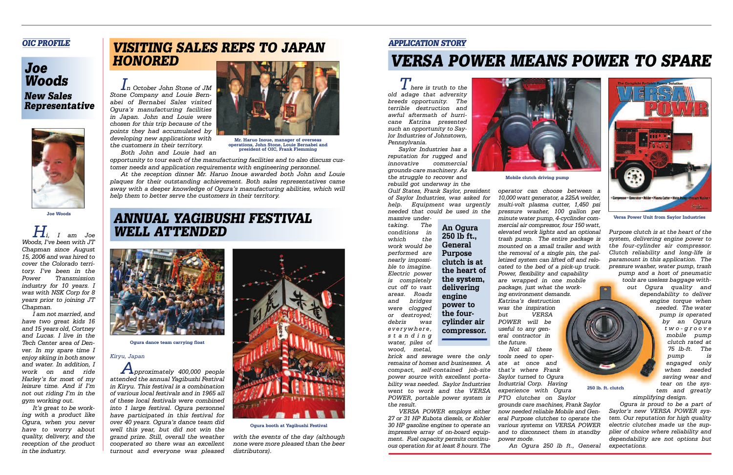## OIC PROFILE

# Joe Woods

### New Sales Representative

Joe Woods

*Hi, I am Joe Woods, I've been with JT Chapman since August 15, 2006 and was hired to cover the Colorado territory. I've been in the Power Transmission industry for 10 years. I was with NSK Corp for 8 years prior to joining JT Chapman.*

*I am not married, and have two great kids 16 and 15 years old, Cortney and Lucas. I live in the Tech Center area of Denver. In my spare time I enjoy skiing in both snow and water. In addition, I work on and ride Harley's for most of my leisure time. And if I'm not out riding I'm in the gym working out.*

*It's great to be working with a product like Ogura, when you never have to worry about quality, delivery, and the reception of the product in the industry.*

# VISITING SALES REPS TO JAPAN HONORED

Mr. Haruo Inoue, manager of overseas operations, John Stone, Louie Bernabei and president of OIC, Frank Flemming

*In October John Stone of JM Stone Company and Louie Bernabei of Bernabei Sales visited Ogura's manufacturing facilities in Japan. John and Louie were chosen for this trip because of the points they had accumulated by developing new applications with the customers in their territory.*

*Both John and Louie had an opportunity to tour each of the manufacturing facilities and to also discuss customer needs and application requirements with engineering personnel.*

*At the reception dinner Mr. Haruo Inoue awarded both John and Louie plaques for their outstanding achievement. Both sales representatives came away with a deeper knowledge of Ogura's manufacturing abilities, which will help them to better serve the customers in their territory.*

# ANNUAL YAGIBUSHI FESTIVAL WELL ATTENDED

Ogura dance team carrying float

Ogura booth at Yagibushi Festival

*Kiryu, Japan*

*Approximately 400,000 people attended the annual Yagibushi Festival in Kiryu. This festival is a combination of various local festivals and in 1965 all of these local festivals were combined into 1 large festival. Ogura personnel have participated in this festival for over 40 years. Ogura's dance team did well this year, but did not win the grand prize. Still, overall the weather cooperated so there was an excellent turnout and everyone was pleased with the events of the day (although none were more pleased than the beer distributors).*

## APPLICATION STORY

# VERSA POWER MEANS POWER TO SPARE

Mobile clutch driving pump

Versa Power Unit from Saylor Industries

*There is truth to the old adage that adversity breeds opportunity. The terrible destruction and awful aftermath of hurricane Katrina presented such an opportunity to Saylor Industries of Johnstown, Pennsylvania.*

*Saylor Industries has a reputation for rugged and innovative commercial grounds-care machinery. As the struggle to recover and rebuild got underway in the Gulf States, Frank Saylor, president of Saylor Industries, was asked for help. Equipment was urgently needed that could be used in the massive undertaking. The conditions in which the work would be performed are nearly impossible to imagine. Electric power is completely cut off to vast areas. Roads and bridges were clogged or destroyed; debris was everywhere, standing water, piles of wood, metal, brick and sewage were the only remains of homes and businesses. A compact, self-contained job-site power source with excellent portability was needed. Saylor Industries went to work and the VERSA POWER, portable power system is the result.*

**An Ogura 250 lb ft., General Purpose clutch is at the heart of the system, delivering engine power to the four-cylinder air compressor.**

*VERSA POWER employs either 27 or 31 HP Kubota diesels, or Kohler 30 HP gasoline engines to operate an impressive array of on-board equipment. Fuel capacity permits continuous operation for at least 8 hours. The operator can choose between a 10,000 watt generator, a 225A welder, multi-volt plasma cutter, 1,450 psi pressure washer, 100 gallon per minute water pump, 4-cyclinder commercial air compressor, four 150 watt, elevated work lights and an optional trash pump. The entire package is mounted on a small trailer and with the removal of a single pin, the palletized system can lifted off and relocated to the bed of a pick-up truck. Power, flexibility and capability are wrapped in one mobile package, just what the working environment demands. Katrina's destruction was the inspiration but VERSA POWER will be useful to any general contractor in the future.*

*Not all these tools need to operate at once and that's where Frank Saylor turned to Ogura Industrial Corp. Having experience with Ogura PTO clutches on Saylor grounds care machines, Frank Saylor now needed reliable Mobile and General Purpose clutches to operate the various systems on VERSA POWER and to disconnect them in standby power mode.*

*An Ogura 250 lb ft., General Purpose clutch is at the heart of the system, delivering engine power to the four-cylinder air compressor. Clutch reliability and long-life is paramount in this application. The pressure washer, water pump, trash pump and a host of pneumatic tools are useless baggage without Ogura quality and dependability to deliver engine torque when needed. The water pump is operated by an Ogura two-groove mobile pump clutch rated at 75 lb-ft. The pump is engaged only when needed saving wear and tear on the system and greatly simplifying design.*

250 lb. ft. clutch

*Ogura is proud to be a part of Saylor's new VERSA POWER system. Our reputation for high quality electric clutches made us the supplier of choice where reliability and dependability are not options but expectations.*